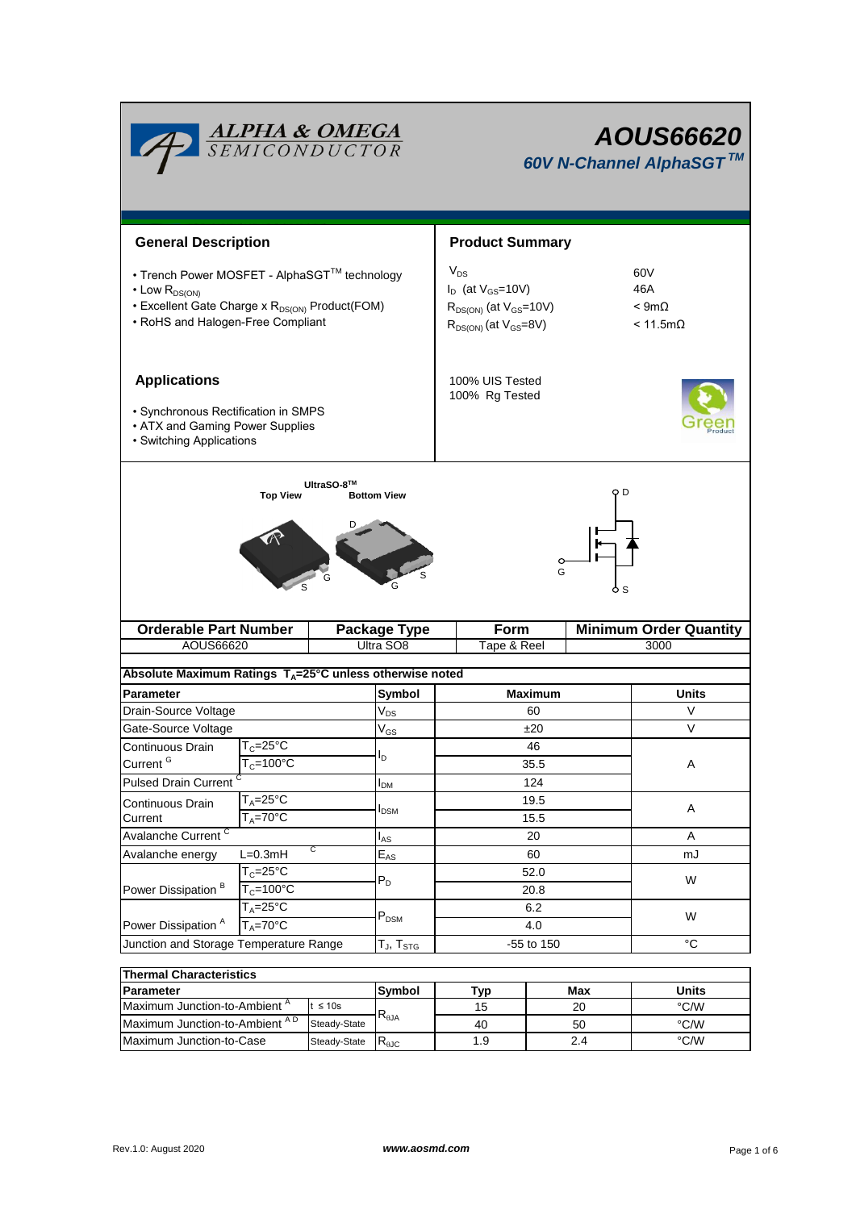# AOUS66620

## 60V N-Channel AlphaSGT™

### General Description

- Trench Power MOSFET - AlphaSGT™ technology
- Low $R_{DS(ON)}$
- Excellent Gate Charge x $R_{DS(ON)}$ Product(FOM)
- RoHS and Halogen-Free Compliant

### Product Summary

| | |
|---|---|
| $V_{DS}$ | 60V |
| $I_D$ (at $V_{GS}$=10V) | 46A |
| $R_{DS(ON)}$ (at $V_{GS}$=10V) | < 9mΩ |
| $R_{DS(ON)}$ (at $V_{GS}$=8V) | < 11.5mΩ |

100% UIS Tested
100% Rg Tested

### Applications

- Synchronous Rectification in SMPS
- ATX and Gaming Power Supplies
- Switching Applications

UltraSO-8™
Top View    Bottom View

| Orderable Part Number | Package Type | Form | Minimum Order Quantity |
|---|---|---|---|
| AOUS66620 | Ultra SO8 | Tape & Reel | 3000 |

**Absolute Maximum Ratings $T_A$=25°C unless otherwise noted**

| Parameter | | Symbol | Maximum | Units |
|---|---|---|---|---|
| Drain-Source Voltage | | $V_{DS}$ | 60 | V |
| Gate-Source Voltage | | $V_{GS}$ | ±20 | V |
| Continuous Drain Current [G] | $T_C$=25°C | $I_D$ | 46 | A |
| | $T_C$=100°C | | 35.5 | |
| Pulsed Drain Current [C] | | $I_{DM}$ | 124 | |
| Continuous Drain Current | $T_A$=25°C | $I_{DSM}$ | 19.5 | A |
| | $T_A$=70°C | | 15.5 | |
| Avalanche Current [C] | | $I_{AS}$ | 20 | A |
| Avalanche energy | L=0.3mH [C] | $E_{AS}$ | 60 | mJ |
| Power Dissipation [B] | $T_C$=25°C | $P_D$ | 52.0 | W |
| | $T_C$=100°C | | 20.8 | |
| Power Dissipation [A] | $T_A$=25°C | $P_{DSM}$ | 6.2 | W |
| | $T_A$=70°C | | 4.0 | |
| Junction and Storage Temperature Range | | $T_J$, $T_{STG}$ | -55 to 150 | °C |

**Thermal Characteristics**

| Parameter | | Symbol | Typ | Max | Units |
|---|---|---|---|---|---|
| Maximum Junction-to-Ambient [A] | t ≤ 10s | $R_{\theta JA}$ | 15 | 20 | °C/W |
| Maximum Junction-to-Ambient [A D] | Steady-State | | 40 | 50 | °C/W |
| Maximum Junction-to-Case | Steady-State | $R_{\theta JC}$ | 1.9 | 2.4 | °C/W |

Rev.1.0: August 2020    www.aosmd.com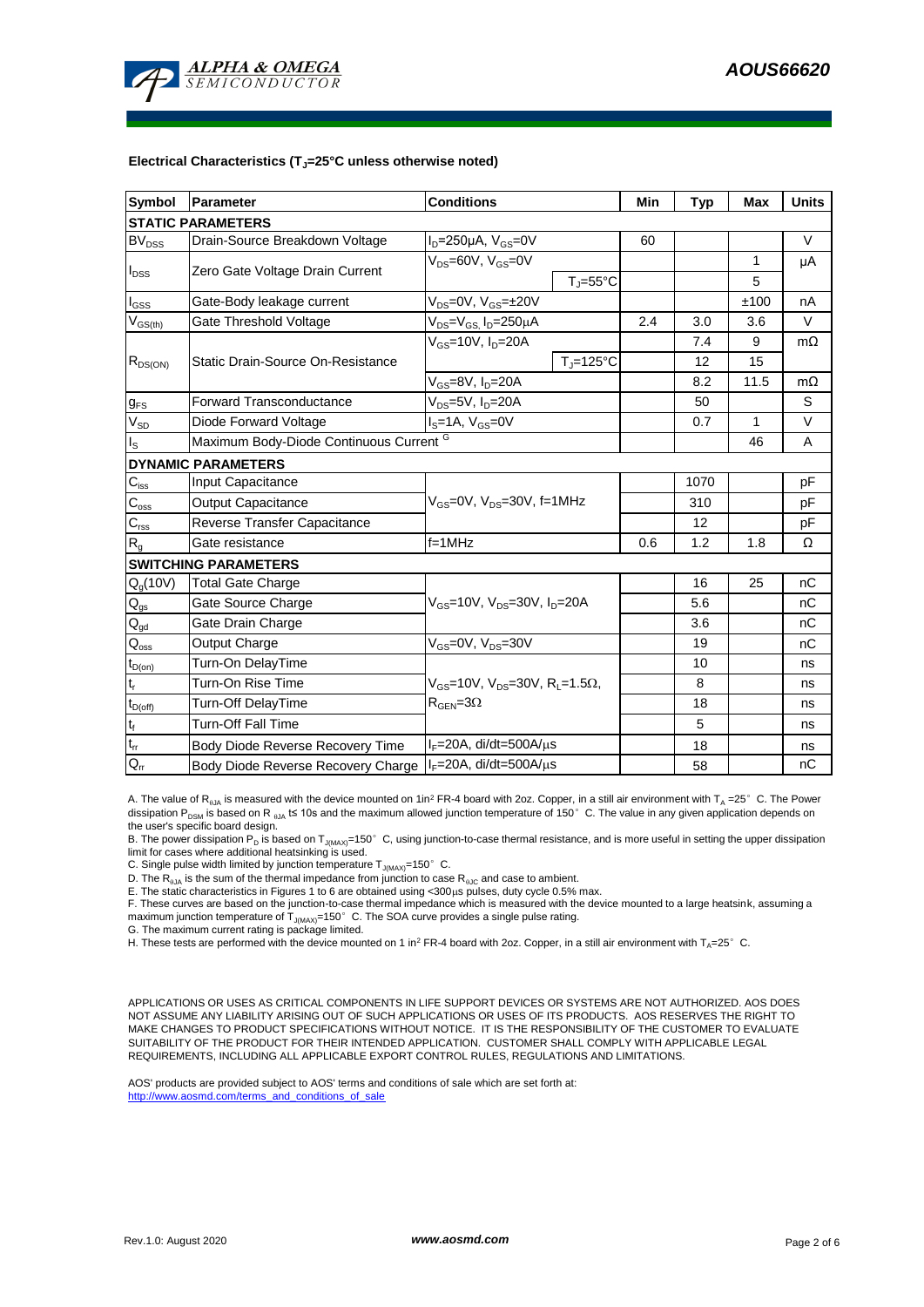### Electrical Characteristics ($T_J$=25°C unless otherwise noted)

| Symbol | Parameter | Conditions | | Min | Typ | Max | Units |
|---|---|---|---|---|---|---|---|
| **STATIC PARAMETERS** | | | | | | | |
| $BV_{DSS}$ | Drain-Source Breakdown Voltage | $I_D$=250µA, $V_{GS}$=0V | | 60 | | | V |
| $I_{DSS}$ | Zero Gate Voltage Drain Current | $V_{DS}$=60V, $V_{GS}$=0V | | | | 1 | µA |
| | | | $T_J$=55°C | | | 5 | |
| $I_{GSS}$ | Gate-Body leakage current | $V_{DS}$=0V, $V_{GS}$=±20V | | | | ±100 | nA |
| $V_{GS(th)}$ | Gate Threshold Voltage | $V_{DS}$=$V_{GS}$, $I_D$=250µA | | 2.4 | 3.0 | 3.6 | V |
| $R_{DS(ON)}$ | Static Drain-Source On-Resistance | $V_{GS}$=10V, $I_D$=20A | | | 7.4 | 9 | mΩ |
| | | | $T_J$=125°C | | 12 | 15 | |
| | | $V_{GS}$=8V, $I_D$=20A | | | 8.2 | 11.5 | mΩ |
| $g_{FS}$ | Forward Transconductance | $V_{DS}$=5V, $I_D$=20A | | | 50 | | S |
| $V_{SD}$ | Diode Forward Voltage | $I_S$=1A, $V_{GS}$=0V | | | 0.7 | 1 | V |
| $I_S$ | Maximum Body-Diode Continuous Current [G] | | | | | 46 | A |
| **DYNAMIC PARAMETERS** | | | | | | | |
| $C_{iss}$ | Input Capacitance | $V_{GS}$=0V, $V_{DS}$=30V, f=1MHz | | | 1070 | | pF |
| $C_{oss}$ | Output Capacitance | | | | 310 | | pF |
| $C_{rss}$ | Reverse Transfer Capacitance | | | | 12 | | pF |
| $R_g$ | Gate resistance | f=1MHz | | 0.6 | 1.2 | 1.8 | Ω |
| **SWITCHING PARAMETERS** | | | | | | | |
| $Q_g$(10V) | Total Gate Charge | $V_{GS}$=10V, $V_{DS}$=30V, $I_D$=20A | | | 16 | 25 | nC |
| $Q_{gs}$ | Gate Source Charge | | | | 5.6 | | nC |
| $Q_{gd}$ | Gate Drain Charge | | | | 3.6 | | nC |
| $Q_{oss}$ | Output Charge | $V_{GS}$=0V, $V_{DS}$=30V | | | 19 | | nC |
| $t_{D(on)}$ | Turn-On DelayTime | $V_{GS}$=10V, $V_{DS}$=30V, $R_L$=1.5Ω, $R_{GEN}$=3Ω | | | 10 | | ns |
| $t_r$ | Turn-On Rise Time | | | | 8 | | ns |
| $t_{D(off)}$ | Turn-Off DelayTime | | | | 18 | | ns |
| $t_f$ | Turn-Off Fall Time | | | | 5 | | ns |
| $t_{rr}$ | Body Diode Reverse Recovery Time | $I_F$=20A, di/dt=500A/µs | | | 18 | | ns |
| $Q_{rr}$ | Body Diode Reverse Recovery Charge | $I_F$=20A, di/dt=500A/µs | | | 58 | | nC |

A. The value of $R_{\theta JA}$ is measured with the device mounted on 1in² FR-4 board with 2oz. Copper, in a still air environment with $T_A$ =25° C. The Power dissipation $P_{DSM}$ is based on R $_{\theta JA}$ t≤ 10s and the maximum allowed junction temperature of 150° C. The value in any given application depends on the user's specific board design.

B. The power dissipation $P_D$ is based on $T_{J(MAX)}$=150° C, using junction-to-case thermal resistance, and is more useful in setting the upper dissipation limit for cases where additional heatsinking is used.

C. Single pulse width limited by junction temperature $T_{J(MAX)}$=150° C.

D. The $R_{\theta JA}$ is the sum of the thermal impedance from junction to case $R_{\theta JC}$ and case to ambient.

E. The static characteristics in Figures 1 to 6 are obtained using <300µs pulses, duty cycle 0.5% max.

F. These curves are based on the junction-to-case thermal impedance which is measured with the device mounted to a large heatsink, assuming a maximum junction temperature of $T_{J(MAX)}$=150° C. The SOA curve provides a single pulse rating.

G. The maximum current rating is package limited.

H. These tests are performed with the device mounted on 1 in² FR-4 board with 2oz. Copper, in a still air environment with $T_A$=25° C.

APPLICATIONS OR USES AS CRITICAL COMPONENTS IN LIFE SUPPORT DEVICES OR SYSTEMS ARE NOT AUTHORIZED. AOS DOES NOT ASSUME ANY LIABILITY ARISING OUT OF SUCH APPLICATIONS OR USES OF ITS PRODUCTS. AOS RESERVES THE RIGHT TO MAKE CHANGES TO PRODUCT SPECIFICATIONS WITHOUT NOTICE. IT IS THE RESPONSIBILITY OF THE CUSTOMER TO EVALUATE SUITABILITY OF THE PRODUCT FOR THEIR INTENDED APPLICATION. CUSTOMER SHALL COMPLY WITH APPLICABLE LEGAL REQUIREMENTS, INCLUDING ALL APPLICABLE EXPORT CONTROL RULES, REGULATIONS AND LIMITATIONS.

AOS' products are provided subject to AOS' terms and conditions of sale which are set forth at:
http://www.aosmd.com/terms_and_conditions_of_sale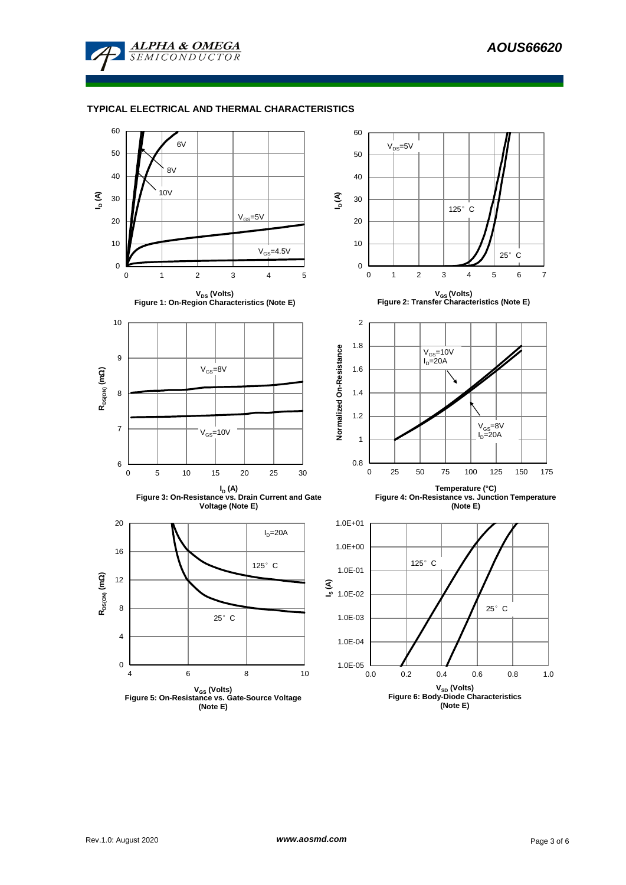## TYPICAL ELECTRICAL AND THERMAL CHARACTERISTICS

$V_{DS}$ (Volts)

Figure 1: On-Region Characteristics (Note E)

$V_{GS}$ (Volts)

Figure 2: Transfer Characteristics (Note E)

$I_D$ (A)

Figure 3: On-Resistance vs. Drain Current and Gate Voltage (Note E)

Temperature (°C)

Figure 4: On-Resistance vs. Junction Temperature (Note E)

$V_{GS}$ (Volts)

Figure 5: On-Resistance vs. Gate-Source Voltage (Note E)

$V_{SD}$ (Volts)

Figure 6: Body-Diode Characteristics (Note E)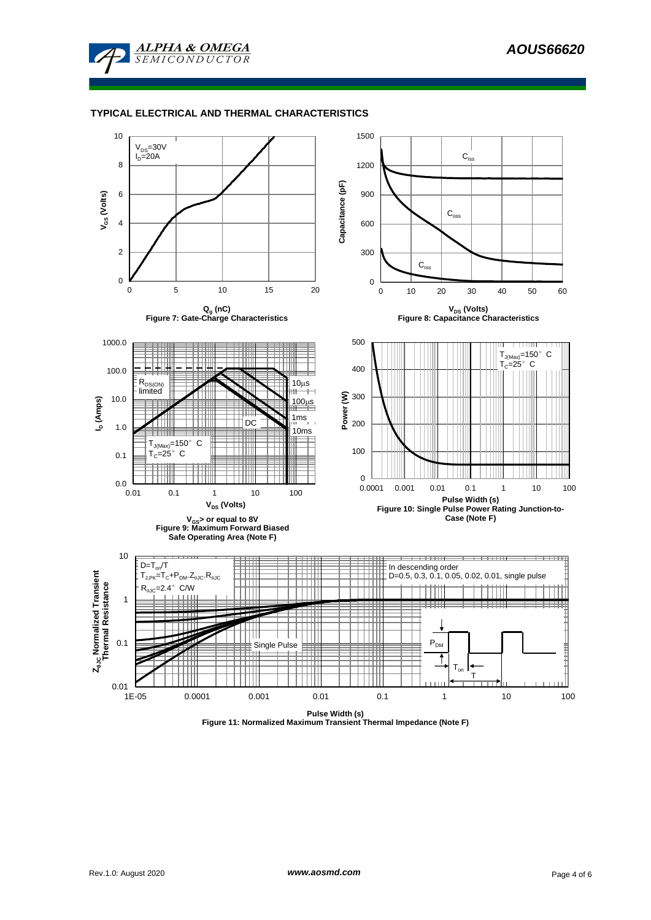## TYPICAL ELECTRICAL AND THERMAL CHARACTERISTICS

$V_{DS}$=30V
$I_D$=20A

$V_{GS}$ (Volts)

$Q_g$ (nC)

**Figure 7: Gate-Charge Characteristics**

$C_{iss}$

$C_{oss}$

$C_{rss}$

Capacitance (pF)

$V_{DS}$ (Volts)

**Figure 8: Capacitance Characteristics**

$R_{DS(ON)}$ limited

10µs

100µs

1ms

10ms

DC

$T_{J(Max)}$=150° C
$T_C$=25° C

$I_D$ (Amps)

$V_{DS}$ (Volts)

$V_{GS}$> or equal to 8V

**Figure 9: Maximum Forward Biased Safe Operating Area (Note F)**

$T_{J(Max)}$=150° C
$T_C$=25° C

Power (W)

Pulse Width (s)

**Figure 10: Single Pulse Power Rating Junction-to-Case (Note F)**

$D=T_{on}/T$
$T_{J,PK}=T_C+P_{DM}.Z_{\theta JC}.R_{\theta JC}$
$R_{\theta JC}$=2.4° C/W

In descending order
D=0.5, 0.3, 0.1, 0.05, 0.02, 0.01, single pulse

Single Pulse

$P_{DM}$

$T_{on}$

T

$Z_{\theta JC}$ Normalized Transient Thermal Resistance

Pulse Width (s)

**Figure 11: Normalized Maximum Transient Thermal Impedance (Note F)**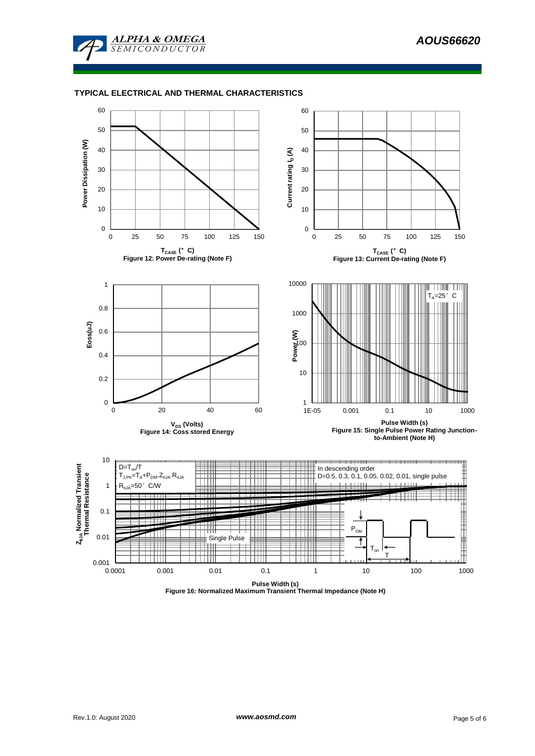## TYPICAL ELECTRICAL AND THERMAL CHARACTERISTICS

Power Dissipation (W)

$T_{CASE}$ (° C)

Figure 12: Power De-rating (Note F)

Current rating $I_D$ (A)

$T_{CASE}$ (° C)

Figure 13: Current De-rating (Note F)

Eoss(uJ)

$V_{DS}$ (Volts)

Figure 14: Coss stored Energy

$T_A$=25° C

Power (W)

Pulse Width (s)

Figure 15: Single Pulse Power Rating Junction-to-Ambient (Note H)

$D=T_{on}/T$

$T_{J,PK}=T_A+P_{DM}.Z_{\theta JA}.R_{\theta JA}$

$R_{\theta JA}$=50° C/W

In descending order

D=0.5, 0.3, 0.1, 0.05, 0.02, 0.01, single pulse

Single Pulse

$P_{DM}$

$T_{on}$

T

$Z_{\theta JA}$ Normalized Transient Thermal Resistance

Pulse Width (s)

Figure 16: Normalized Maximum Transient Thermal Impedance (Note H)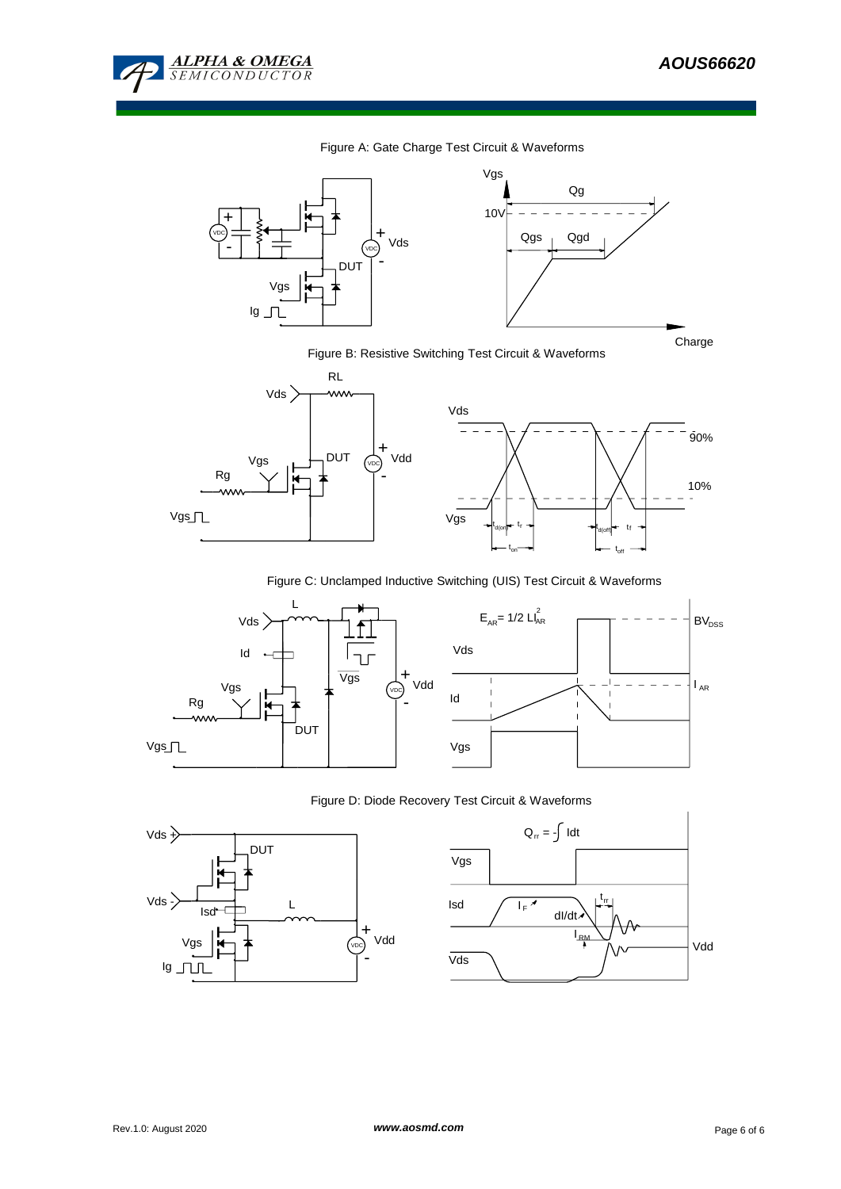Figure A: Gate Charge Test Circuit & Waveforms

VDC
Vds
DUT
Vgs
Ig
Vgs
Qg
10V
Qgs
Qgd
Charge

Figure B: Resistive Switching Test Circuit & Waveforms

RL
Vds
Vgs
Rg
DUT
Vdd
VDC
Vgs
Vds
90%
10%
Vgs
$t_{d(on)}$
$t_r$
$t_{on}$
$t_{d(off)}$
$t_f$
$t_{off}$

Figure C: Unclamped Inductive Switching (UIS) Test Circuit & Waveforms

L
Vds
Id
Vgs
Rg
Vgs
DUT
Vgs
Vdd
VDC
$E_{AR} = 1/2\ LI_{AR}^2$
$BV_{DSS}$
Vds
Id
$I_{AR}$
Vgs

Figure D: Diode Recovery Test Circuit & Waveforms

Vds +
DUT
Vds -
Isd
L
Vgs
Ig
Vdd
VDC
$Q_{rr} = -\int Idt$
Vgs
Isd
$I_F$
dI/dt
$t_{rr}$
$I_{RM}$
Vds
Vdd